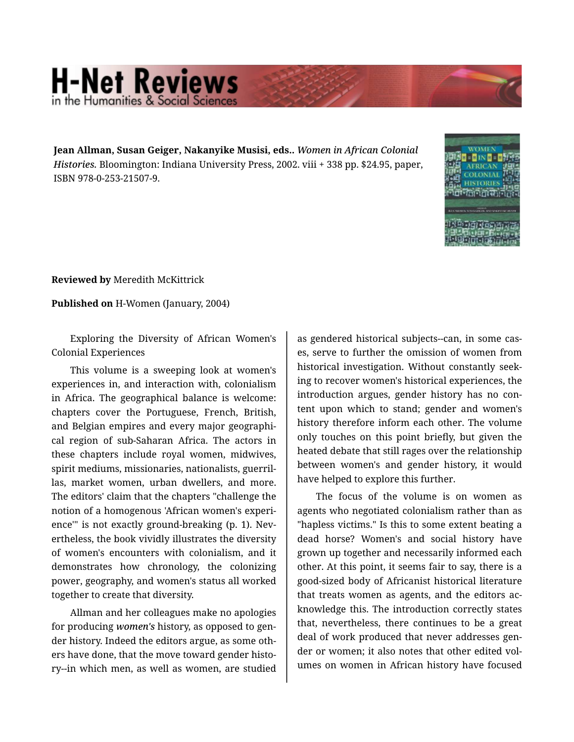**Jean Allman, Susan Geiger, Nakanyike Musisi, eds..** *Women in African Colonial Histories.* Bloomington: Indiana University Press, 2002. viii + 338 pp. $24.95, paper, ISBN 978-0-253-21507-9.

**Reviewed by** Meredith McKittrick

**Published on** H-Women (January, 2004)

Exploring the Diversity of African Women's Colonial Experiences

This volume is a sweeping look at women's experiences in, and interaction with, colonialism in Africa. The geographical balance is welcome: chapters cover the Portuguese, French, British, and Belgian empires and every major geographical region of sub-Saharan Africa. The actors in these chapters include royal women, midwives, spirit mediums, missionaries, nationalists, guerrillas, market women, urban dwellers, and more. The editors' claim that the chapters "challenge the notion of a homogenous 'African women's experience'" is not exactly ground-breaking (p. 1). Nevertheless, the book vividly illustrates the diversity of women's encounters with colonialism, and it demonstrates how chronology, the colonizing power, geography, and women's status all worked together to create that diversity.

Allman and her colleagues make no apologies for producing *women's* history, as opposed to gender history. Indeed the editors argue, as some others have done, that the move toward gender history--in which men, as well as women, are studied as gendered historical subjects--can, in some cases, serve to further the omission of women from historical investigation. Without constantly seeking to recover women's historical experiences, the introduction argues, gender history has no content upon which to stand; gender and women's history therefore inform each other. The volume only touches on this point briefly, but given the heated debate that still rages over the relationship between women's and gender history, it would have helped to explore this further.

The focus of the volume is on women as agents who negotiated colonialism rather than as "hapless victims." Is this to some extent beating a dead horse? Women's and social history have grown up together and necessarily informed each other. At this point, it seems fair to say, there is a good-sized body of Africanist historical literature that treats women as agents, and the editors acknowledge this. The introduction correctly states that, nevertheless, there continues to be a great deal of work produced that never addresses gender or women; it also notes that other edited volumes on women in African history have focused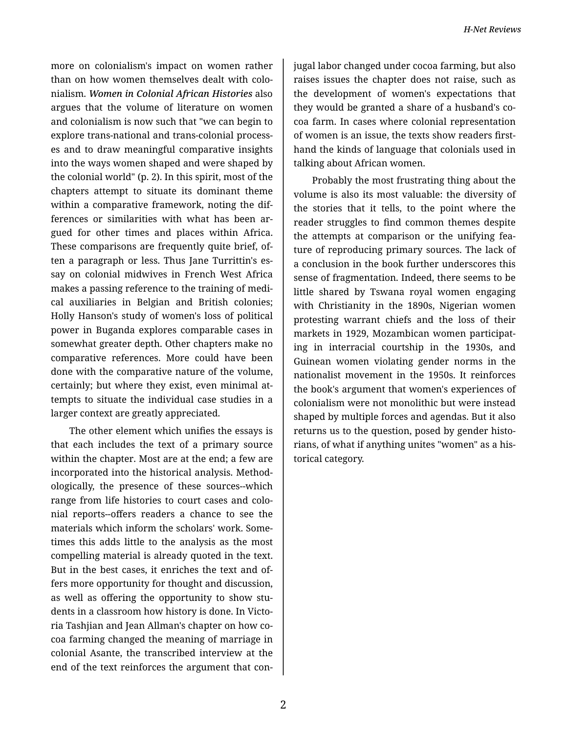more on colonialism's impact on women rather than on how women themselves dealt with colonialism. ***Women in Colonial African Histories*** also argues that the volume of literature on women and colonialism is now such that "we can begin to explore trans-national and trans-colonial processes and to draw meaningful comparative insights into the ways women shaped and were shaped by the colonial world" (p. 2). In this spirit, most of the chapters attempt to situate its dominant theme within a comparative framework, noting the differences or similarities with what has been argued for other times and places within Africa. These comparisons are frequently quite brief, often a paragraph or less. Thus Jane Turrittin's essay on colonial midwives in French West Africa makes a passing reference to the training of medical auxiliaries in Belgian and British colonies; Holly Hanson's study of women's loss of political power in Buganda explores comparable cases in somewhat greater depth. Other chapters make no comparative references. More could have been done with the comparative nature of the volume, certainly; but where they exist, even minimal attempts to situate the individual case studies in a larger context are greatly appreciated.

The other element which unifies the essays is that each includes the text of a primary source within the chapter. Most are at the end; a few are incorporated into the historical analysis. Methodologically, the presence of these sources--which range from life histories to court cases and colonial reports--offers readers a chance to see the materials which inform the scholars' work. Sometimes this adds little to the analysis as the most compelling material is already quoted in the text. But in the best cases, it enriches the text and offers more opportunity for thought and discussion, as well as offering the opportunity to show students in a classroom how history is done. In Victoria Tashjian and Jean Allman's chapter on how cocoa farming changed the meaning of marriage in colonial Asante, the transcribed interview at the end of the text reinforces the argument that conjugal labor changed under cocoa farming, but also raises issues the chapter does not raise, such as the development of women's expectations that they would be granted a share of a husband's cocoa farm. In cases where colonial representation of women is an issue, the texts show readers first-hand the kinds of language that colonials used in talking about African women.

Probably the most frustrating thing about the volume is also its most valuable: the diversity of the stories that it tells, to the point where the reader struggles to find common themes despite the attempts at comparison or the unifying feature of reproducing primary sources. The lack of a conclusion in the book further underscores this sense of fragmentation. Indeed, there seems to be little shared by Tswana royal women engaging with Christianity in the 1890s, Nigerian women protesting warrant chiefs and the loss of their markets in 1929, Mozambican women participating in interracial courtship in the 1930s, and Guinean women violating gender norms in the nationalist movement in the 1950s. It reinforces the book's argument that women's experiences of colonialism were not monolithic but were instead shaped by multiple forces and agendas. But it also returns us to the question, posed by gender historians, of what if anything unites "women" as a historical category.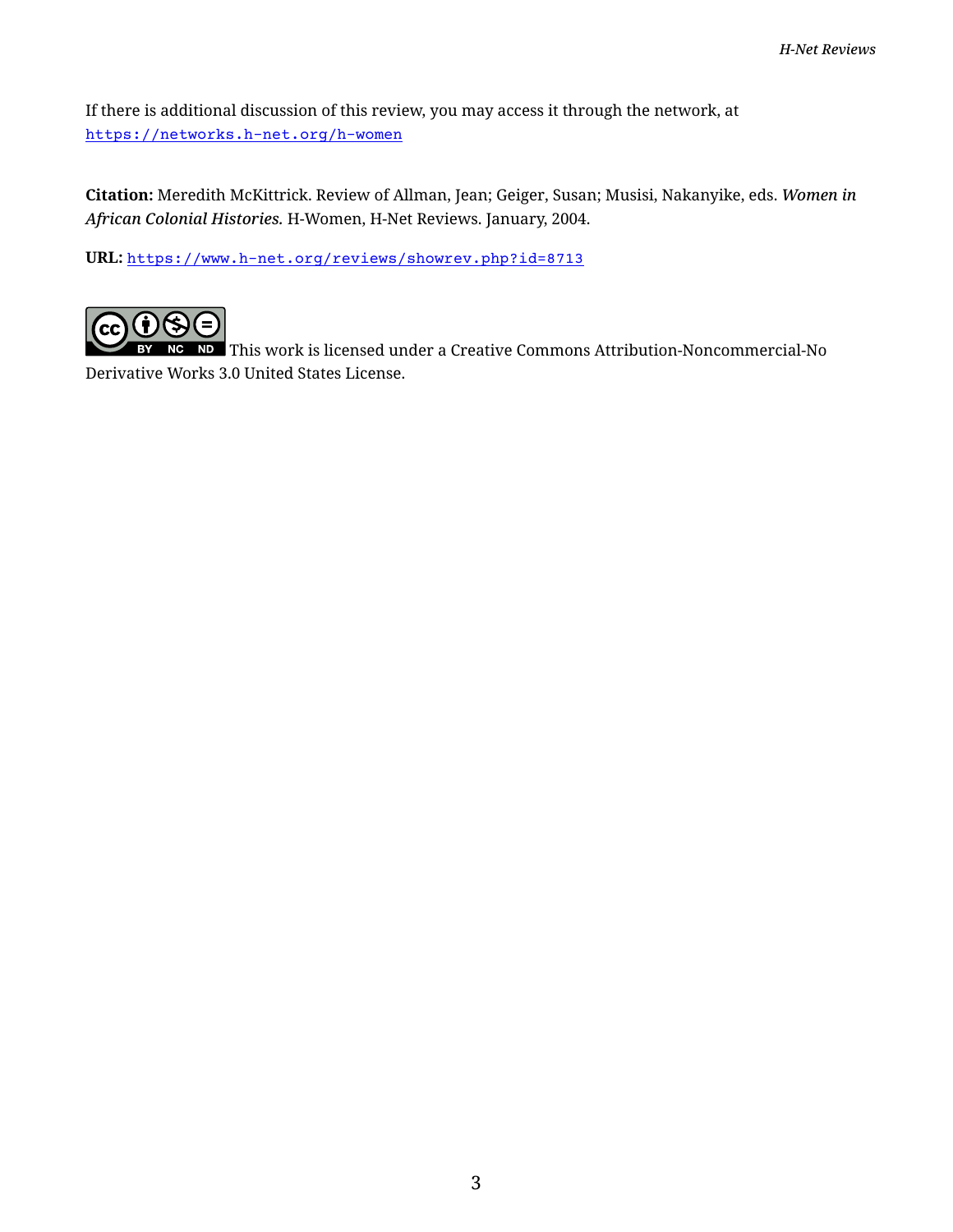If there is additional discussion of this review, you may access it through the network, at https://networks.h-net.org/h-women

**Citation:** Meredith McKittrick. Review of Allman, Jean; Geiger, Susan; Musisi, Nakanyike, eds. ***Women in African Colonial Histories.*** H-Women, H-Net Reviews. January, 2004.

**URL:** https://www.h-net.org/reviews/showrev.php?id=8713

This work is licensed under a Creative Commons Attribution-Noncommercial-No Derivative Works 3.0 United States License.